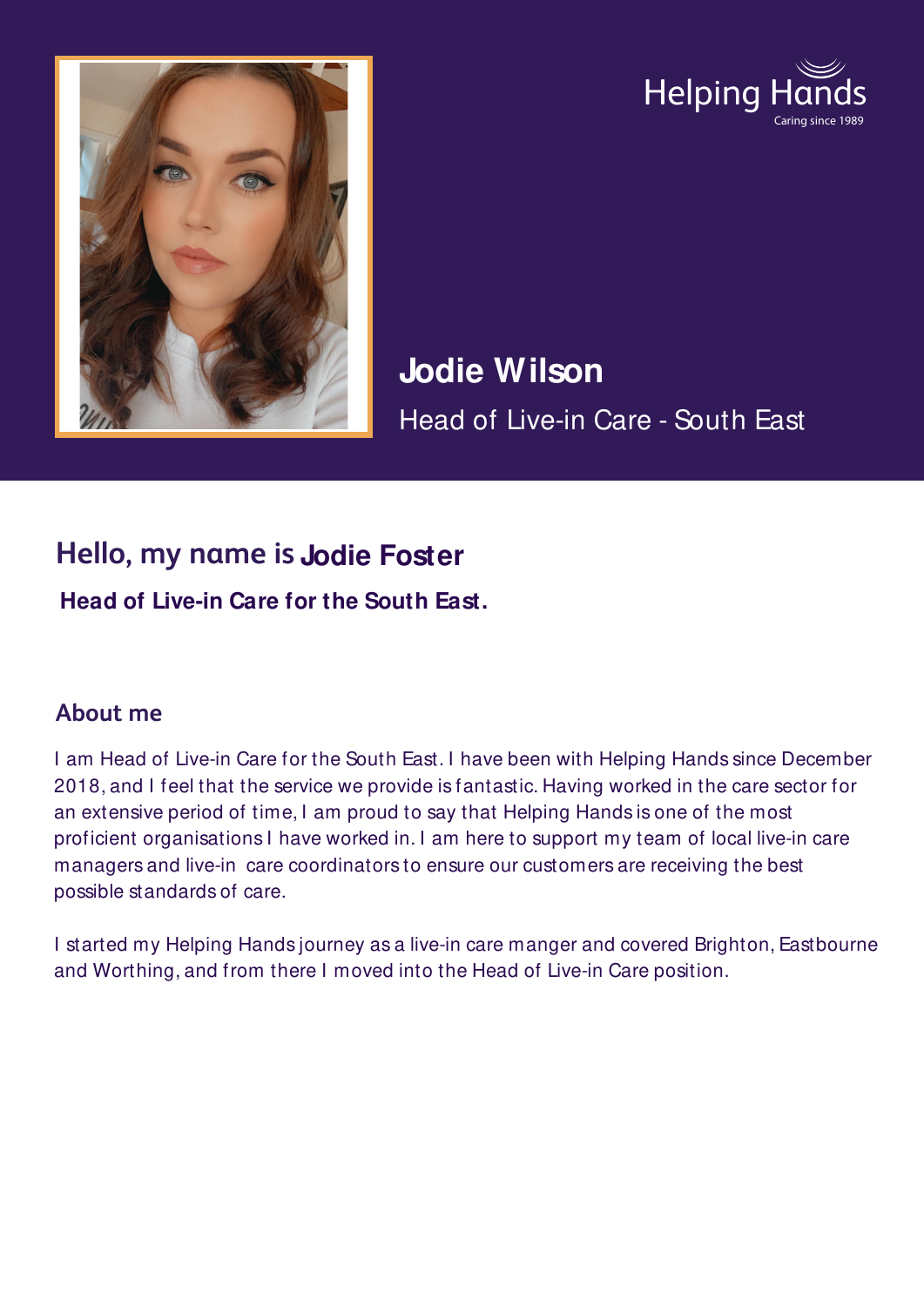Helping Hands
Caring since 1989

# Jodie Wilson

Head of Live-in Care - South East

## Hello, my name is Jodie Foster

**Head of Live-in Care for the South East.**

## About me

I am Head of Live-in Care for the South East. I have been with Helping Hands since December 2018, and I feel that the service we provide is fantastic. Having worked in the care sector for an extensive period of time, I am proud to say that Helping Hands is one of the most proficient organisations I have worked in. I am here to support my team of local live-in care managers and live-in care coordinators to ensure our customers are receiving the best possible standards of care.

I started my Helping Hands journey as a live-in care manger and covered Brighton, Eastbourne and Worthing, and from there I moved into the Head of Live-in Care position.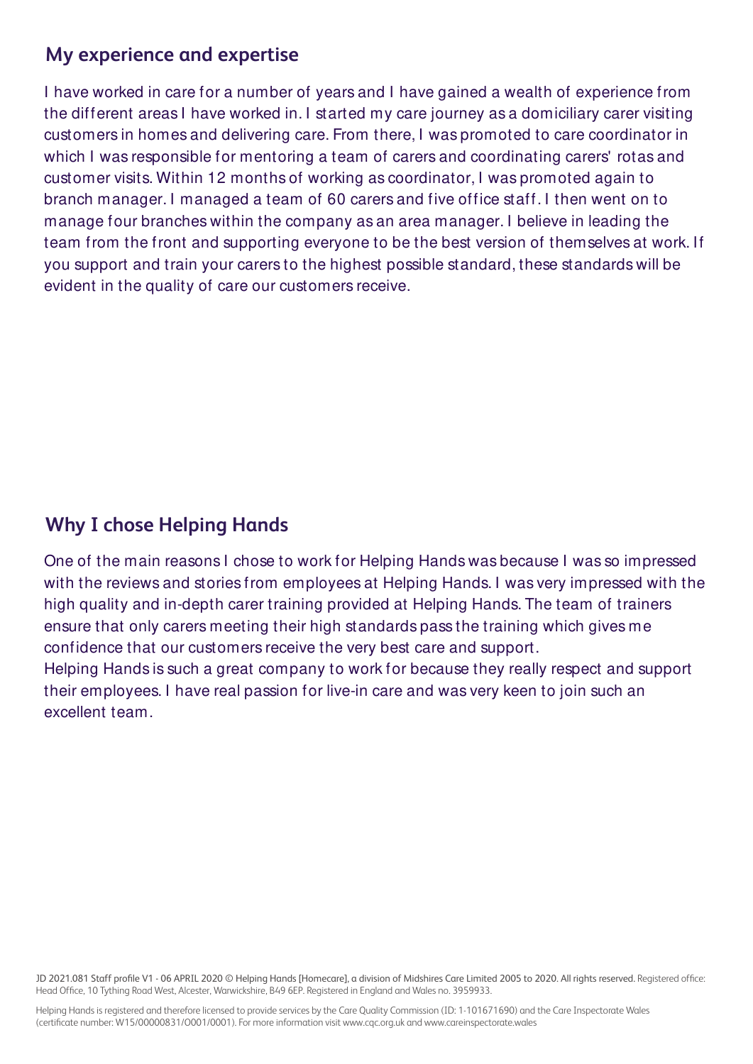## My experience and expertise

I have worked in care for a number of years and I have gained a wealth of experience from the different areas I have worked in. I started my care journey as a domiciliary carer visiting customers in homes and delivering care. From there, I was promoted to care coordinator in which I was responsible for mentoring a team of carers and coordinating carers' rotas and customer visits. Within 12 months of working as coordinator, I was promoted again to branch manager. I managed a team of 60 carers and five office staff. I then went on to manage four branches within the company as an area manager. I believe in leading the team from the front and supporting everyone to be the best version of themselves at work. If you support and train your carers to the highest possible standard, these standards will be evident in the quality of care our customers receive.

## Why I chose Helping Hands

One of the main reasons I chose to work for Helping Hands was because I was so impressed with the reviews and stories from employees at Helping Hands. I was very impressed with the high quality and in-depth carer training provided at Helping Hands. The team of trainers ensure that only carers meeting their high standards pass the training which gives me confidence that our customers receive the very best care and support.
Helping Hands is such a great company to work for because they really respect and support their employees. I have real passion for live-in care and was very keen to join such an excellent team.

JD 2021.081 Staff profile V1 - 06 APRIL 2020 © Helping Hands [Homecare], a division of Midshires Care Limited 2005 to 2020. All rights reserved. Registered office: Head Office, 10 Tything Road West, Alcester, Warwickshire, B49 6EP. Registered in England and Wales no. 3959933.

Helping Hands is registered and therefore licensed to provide services by the Care Quality Commission (ID: 1-101671690) and the Care Inspectorate Wales (certificate number: W15/00000831/O001/0001). For more information visit www.cqc.org.uk and www.careinspectorate.wales